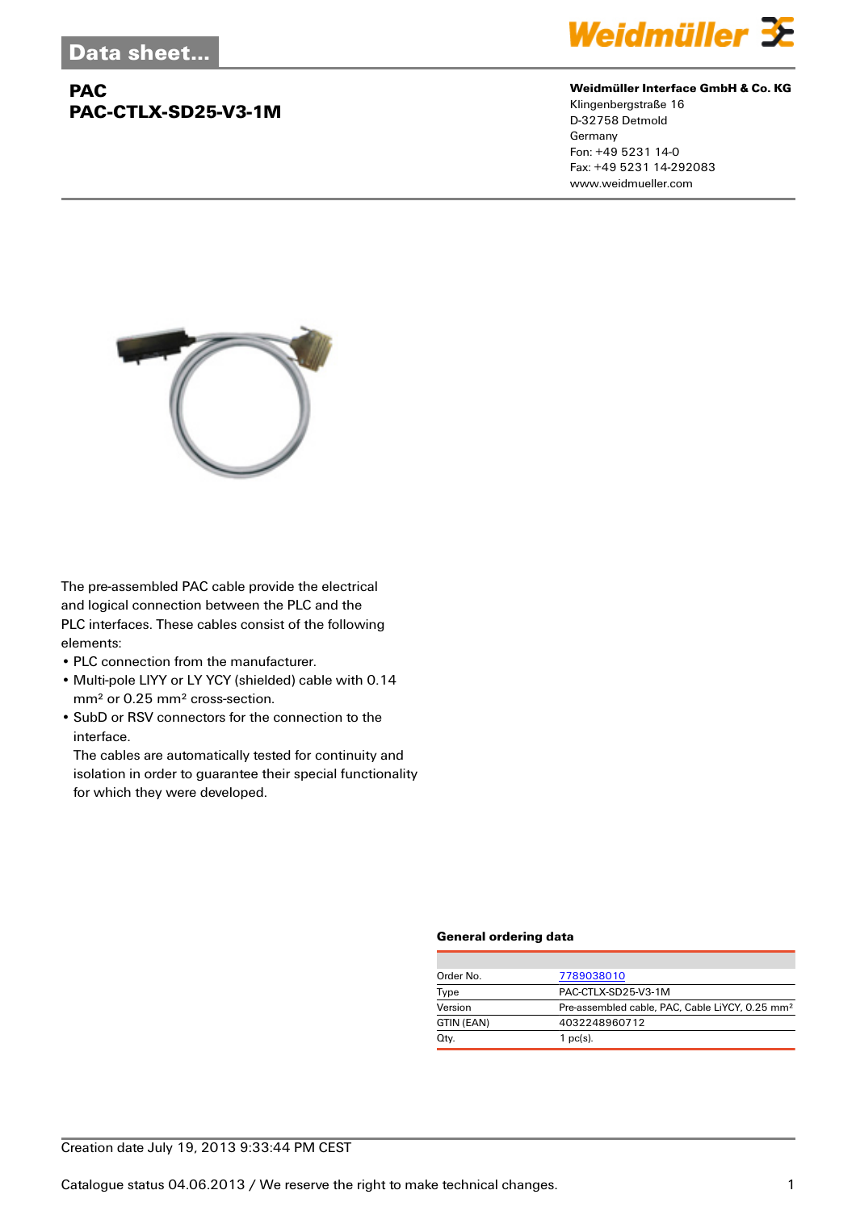Data sheet...

# PAC
# PAC-CTLX-SD25-V3-1M

**Weidmüller Interface GmbH & Co. KG**
Klingenbergstraße 16
D-32758 Detmold
Germany
Fon: +49 5231 14-0
Fax: +49 5231 14-292083
www.weidmueller.com

The pre-assembled PAC cable provide the electrical and logical connection between the PLC and the PLC interfaces. These cables consist of the following elements:

- PLC connection from the manufacturer.
- Multi-pole LIYY or LY YCY (shielded) cable with 0.14 mm² or 0.25 mm² cross-section.
- SubD or RSV connectors for the connection to the interface.
  The cables are automatically tested for continuity and isolation in order to guarantee their special functionality for which they were developed.

### General ordering data

| | |
|---|---|
| Order No. | 7789038010 |
| Type | PAC-CTLX-SD25-V3-1M |
| Version | Pre-assembled cable, PAC, Cable LiYCY, 0.25 mm² |
| GTIN (EAN) | 4032248960712 |
| Qty. | 1 pc(s). |

Creation date July 19, 2013 9:33:44 PM CEST

Catalogue status 04.06.2013 / We reserve the right to make technical changes.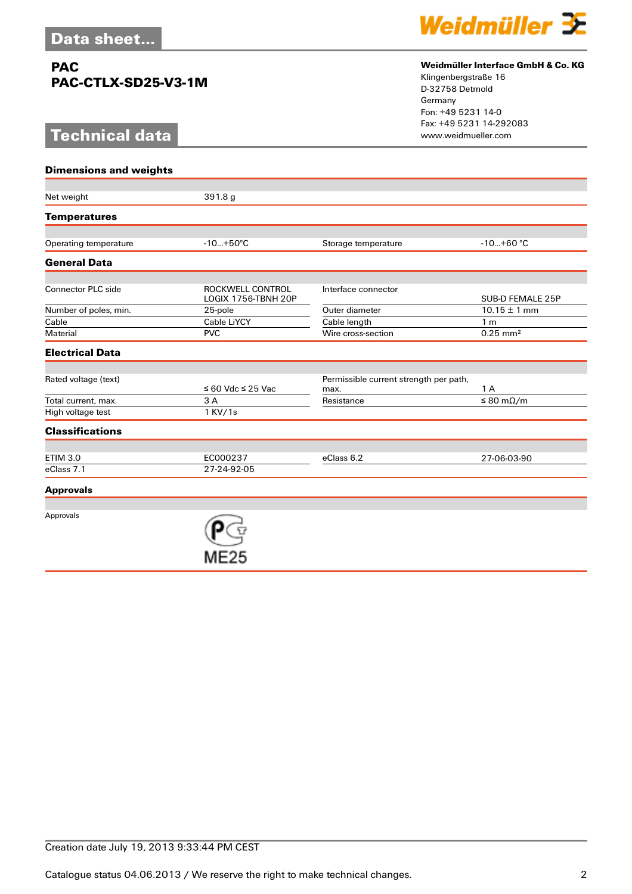# Data sheet...

## PAC
## PAC-CTLX-SD25-V3-1M

**Weidmüller Interface GmbH & Co. KG**
Klingenbergstraße 16
D-32758 Detmold
Germany
Fon: +49 5231 14-0
Fax: +49 5231 14-292083
www.weidmueller.com

# Technical data

### Dimensions and weights

| | |
|---|---|
| Net weight | 391.8 g |

### Temperatures

| | | | |
|---|---|---|---|
| Operating temperature | -10...+50°C | Storage temperature | -10...+60 °C |

### General Data

| | | | |
|---|---|---|---|
| Connector PLC side | ROCKWELL CONTROL LOGIX 1756-TBNH 20P | Interface connector | SUB-D FEMALE 25P |
| Number of poles, min. | 25-pole | Outer diameter | 10.15 ± 1 mm |
| Cable | Cable LiYCY | Cable length | 1 m |
| Material | PVC | Wire cross-section | 0.25 mm² |

### Electrical Data

| | | | |
|---|---|---|---|
| Rated voltage (text) | ≤ 60 Vdc ≤ 25 Vac | Permissible current strength per path, max. | 1 A |
| Total current, max. | 3 A | Resistance | ≤ 80 mΩ/m |
| High voltage test | 1 KV/1s | | |

### Classifications

| | | | |
|---|---|---|---|
| ETIM 3.0 | EC000237 | eClass 6.2 | 27-06-03-90 |
| eClass 7.1 | 27-24-92-05 | | |

### Approvals

Approvals

ME25

Creation date July 19, 2013 9:33:44 PM CEST

Catalogue status 04.06.2013 / We reserve the right to make technical changes.